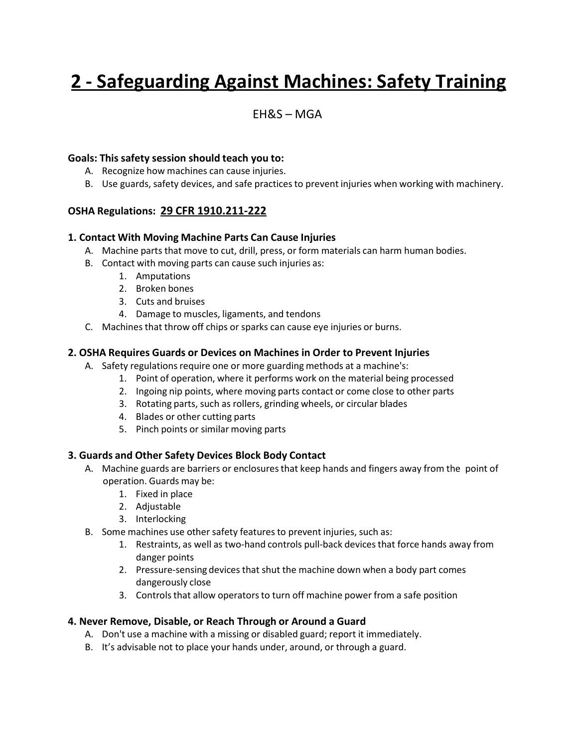# 2 - Safeguarding Against Machines: Safety Training

EH&S – MGA

**Goals: This safety session should teach you to:**

A. Recognize how machines can cause injuries.
B. Use guards, safety devices, and safe practices to prevent injuries when working with machinery.

**OSHA Regulations: 29 CFR 1910.211-222**

### 1. Contact With Moving Machine Parts Can Cause Injuries

A. Machine parts that move to cut, drill, press, or form materials can harm human bodies.
B. Contact with moving parts can cause such injuries as:
   1. Amputations
   2. Broken bones
   3. Cuts and bruises
   4. Damage to muscles, ligaments, and tendons
C. Machines that throw off chips or sparks can cause eye injuries or burns.

### 2. OSHA Requires Guards or Devices on Machines in Order to Prevent Injuries

A. Safety regulations require one or more guarding methods at a machine's:
   1. Point of operation, where it performs work on the material being processed
   2. Ingoing nip points, where moving parts contact or come close to other parts
   3. Rotating parts, such as rollers, grinding wheels, or circular blades
   4. Blades or other cutting parts
   5. Pinch points or similar moving parts

### 3. Guards and Other Safety Devices Block Body Contact

A. Machine guards are barriers or enclosures that keep hands and fingers away from the point of operation. Guards may be:
   1. Fixed in place
   2. Adjustable
   3. Interlocking
B. Some machines use other safety features to prevent injuries, such as:
   1. Restraints, as well as two-hand controls pull-back devices that force hands away from danger points
   2. Pressure-sensing devices that shut the machine down when a body part comes dangerously close
   3. Controls that allow operators to turn off machine power from a safe position

### 4. Never Remove, Disable, or Reach Through or Around a Guard

A. Don't use a machine with a missing or disabled guard; report it immediately.
B. It's advisable not to place your hands under, around, or through a guard.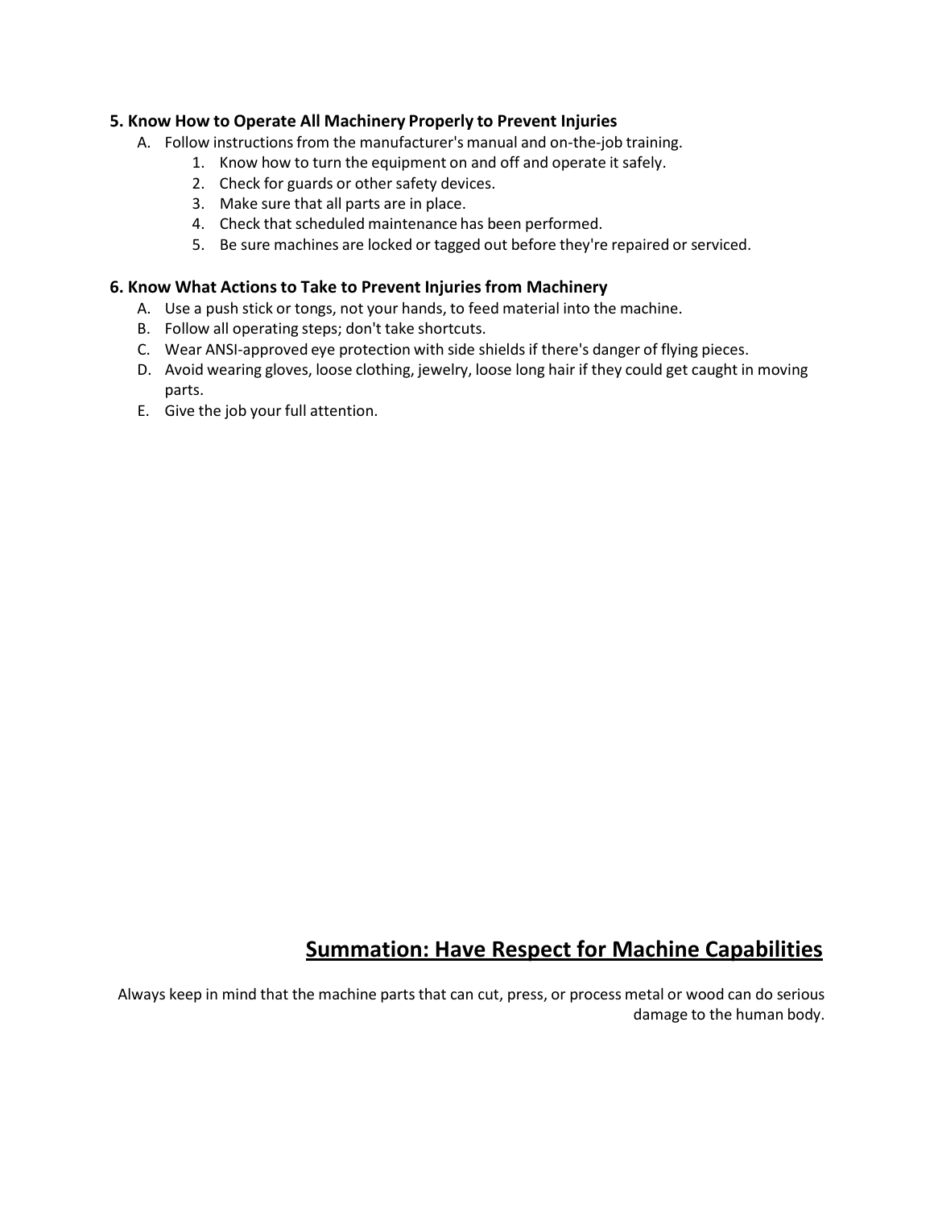### 5. Know How to Operate All Machinery Properly to Prevent Injuries

A. Follow instructions from the manufacturer's manual and on-the-job training.
   1. Know how to turn the equipment on and off and operate it safely.
   2. Check for guards or other safety devices.
   3. Make sure that all parts are in place.
   4. Check that scheduled maintenance has been performed.
   5. Be sure machines are locked or tagged out before they're repaired or serviced.

### 6. Know What Actions to Take to Prevent Injuries from Machinery

A. Use a push stick or tongs, not your hands, to feed material into the machine.
B. Follow all operating steps; don't take shortcuts.
C. Wear ANSI-approved eye protection with side shields if there's danger of flying pieces.
D. Avoid wearing gloves, loose clothing, jewelry, loose long hair if they could get caught in moving parts.
E. Give the job your full attention.

## Summation: Have Respect for Machine Capabilities

Always keep in mind that the machine parts that can cut, press, or process metal or wood can do serious damage to the human body.